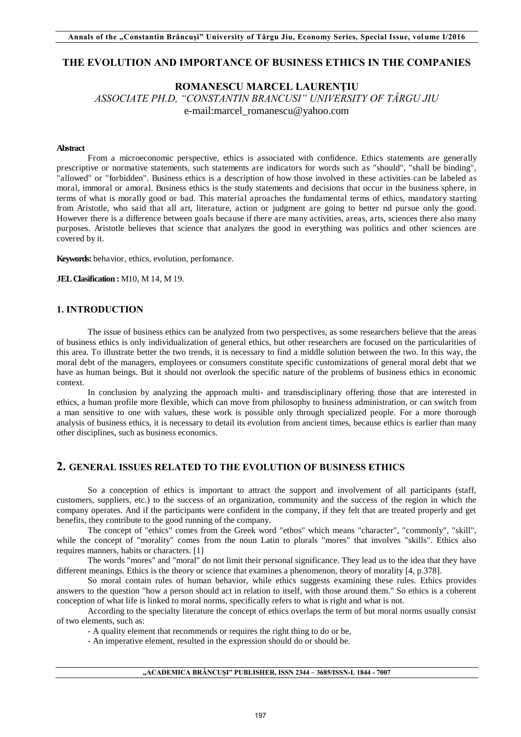# THE EVOLUTION AND IMPORTANCE OF BUSINESS ETHICS IN THE COMPANIES

**ROMANESCU MARCEL LAURENȚIU**

*ASSOCIATE PH.D, "CONSTANTIN BRANCUSI" UNIVERSITY OF TÂRGU JIU*

e-mail:marcel_romanescu@yahoo.com

**Abstract**

From a microeconomic perspective, ethics is associated with confidence. Ethics statements are generally prescriptive or normative statements, such statements are indicators for words such as "should", "shall be binding", "allowed" or "forbidden". Business ethics is a description of how those involved in these activities can be labeled as moral, immoral or amoral. Business ethics is the study statements and decisions that occur in the business sphere, in terms of what is morally good or bad. This material aproaches the fundamental terms of ethics, mandatory starting from Aristotle, who said that all art, literature, action or judgment are going to better nd pursue only the good. However there is a difference between goals because if there are many activities, areas, arts, sciences there also many purposes. Aristotle believes that science that analyzes the good in everything was politics and other sciences are covered by it.

**Keywords:** behavior, ethics, evolution, perfomance.

**JEL Clasification :** M10, M 14, M 19.

## 1. INTRODUCTION

The issue of business ethics can be analyzed from two perspectives, as some researchers believe that the areas of business ethics is only individualization of general ethics, but other researchers are focused on the particularities of this area. To illustrate better the two trends, it is necessary to find a middle solution between the two. In this way, the moral debt of the managers, employees or consumers constitute specific customizations of general moral debt that we have as human beings. But it should not overlook the specific nature of the problems of business ethics in economic context.

In conclusion by analyzing the approach multi- and transdisciplinary offering those that are interested in ethics, a human profile more flexible, which can move from philosophy to business administration, or can switch from a man sensitive to one with values, these work is possible only through specialized people. For a more thorough analysis of business ethics, it is necessary to detail its evolution from ancient times, because ethics is earlier than many other disciplines, such as business economics.

## 2. GENERAL ISSUES RELATED TO THE EVOLUTION OF BUSINESS ETHICS

So a conception of ethics is important to attract the support and involvement of all participants (staff, customers, suppliers, etc.) to the success of an organization, community and the success of the region in which the company operates. And if the participants were confident in the company, if they felt that are treated properly and get benefits, they contribute to the good running of the company.

The concept of "ethics" comes from the Greek word "ethos" which means "character", "commonly", "skill", while the concept of "morality" comes from the noun Latin to plurals "mores" that involves "skills". Ethics also requires manners, habits or characters. [1]

The words "mores" and "moral" do not limit their personal significance. They lead us to the idea that they have different meanings. Ethics is the theory or science that examines a phenomenon, theory of morality [4, p.378].

So moral contain rules of human behavior, while ethics suggests examining these rules. Ethics provides answers to the question "how a person should act in relation to itself, with those around them." So ethics is a coherent conception of what life is linked to moral norms, specifically refers to what is right and what is not.

According to the specialty literature the concept of ethics overlaps the term of but moral norms usually consist of two elements, such as:

- A quality element that recommends or requires the right thing to do or be,
- An imperative element, resulted in the expression should do or should be.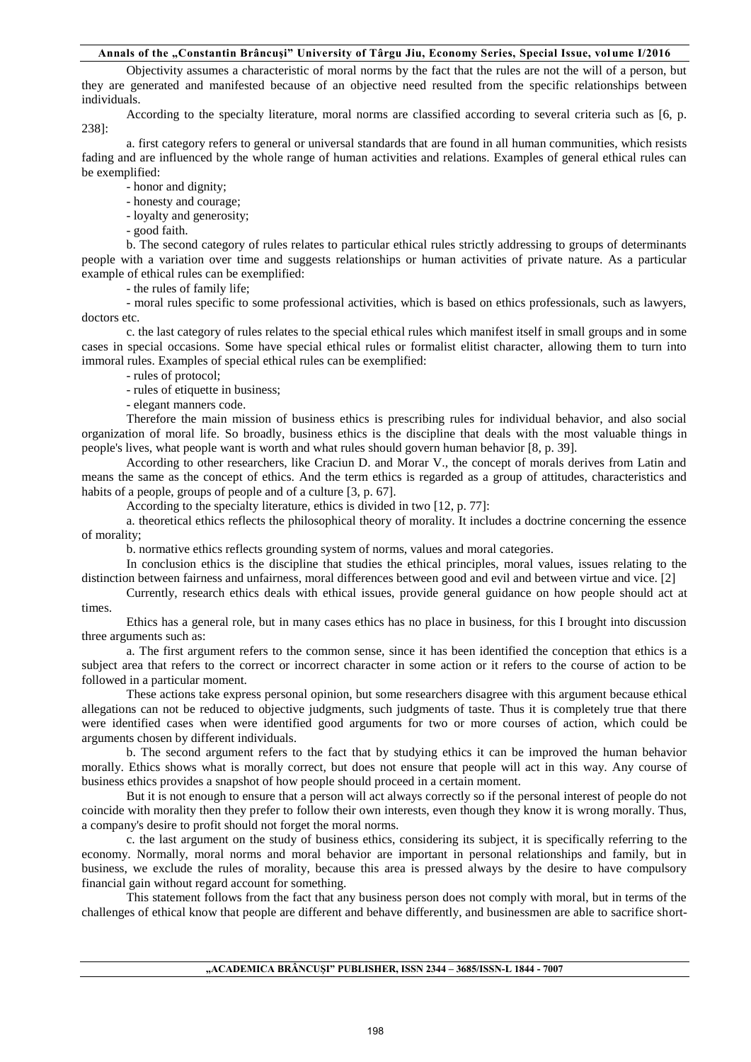Objectivity assumes a characteristic of moral norms by the fact that the rules are not the will of a person, but they are generated and manifested because of an objective need resulted from the specific relationships between individuals.

According to the specialty literature, moral norms are classified according to several criteria such as [6, p. 238]:

a. first category refers to general or universal standards that are found in all human communities, which resists fading and are influenced by the whole range of human activities and relations. Examples of general ethical rules can be exemplified:

- honor and dignity;
- honesty and courage;
- loyalty and generosity;
- good faith.

b. The second category of rules relates to particular ethical rules strictly addressing to groups of determinants people with a variation over time and suggests relationships or human activities of private nature. As a particular example of ethical rules can be exemplified:

- the rules of family life;
- moral rules specific to some professional activities, which is based on ethics professionals, such as lawyers, doctors etc.

c. the last category of rules relates to the special ethical rules which manifest itself in small groups and in some cases in special occasions. Some have special ethical rules or formalist elitist character, allowing them to turn into immoral rules. Examples of special ethical rules can be exemplified:

- rules of protocol;
- rules of etiquette in business;
- elegant manners code.

Therefore the main mission of business ethics is prescribing rules for individual behavior, and also social organization of moral life. So broadly, business ethics is the discipline that deals with the most valuable things in people's lives, what people want is worth and what rules should govern human behavior [8, p. 39].

According to other researchers, like Craciun D. and Morar V., the concept of morals derives from Latin and means the same as the concept of ethics. And the term ethics is regarded as a group of attitudes, characteristics and habits of a people, groups of people and of a culture [3, p. 67].

According to the specialty literature, ethics is divided in two [12, p. 77]:

a. theoretical ethics reflects the philosophical theory of morality. It includes a doctrine concerning the essence of morality;

b. normative ethics reflects grounding system of norms, values and moral categories.

In conclusion ethics is the discipline that studies the ethical principles, moral values, issues relating to the distinction between fairness and unfairness, moral differences between good and evil and between virtue and vice. [2]

Currently, research ethics deals with ethical issues, provide general guidance on how people should act at times.

Ethics has a general role, but in many cases ethics has no place in business, for this I brought into discussion three arguments such as:

a. The first argument refers to the common sense, since it has been identified the conception that ethics is a subject area that refers to the correct or incorrect character in some action or it refers to the course of action to be followed in a particular moment.

These actions take express personal opinion, but some researchers disagree with this argument because ethical allegations can not be reduced to objective judgments, such judgments of taste. Thus it is completely true that there were identified cases when were identified good arguments for two or more courses of action, which could be arguments chosen by different individuals.

b. The second argument refers to the fact that by studying ethics it can be improved the human behavior morally. Ethics shows what is morally correct, but does not ensure that people will act in this way. Any course of business ethics provides a snapshot of how people should proceed in a certain moment.

But it is not enough to ensure that a person will act always correctly so if the personal interest of people do not coincide with morality then they prefer to follow their own interests, even though they know it is wrong morally. Thus, a company's desire to profit should not forget the moral norms.

c. the last argument on the study of business ethics, considering its subject, it is specifically referring to the economy. Normally, moral norms and moral behavior are important in personal relationships and family, but in business, we exclude the rules of morality, because this area is pressed always by the desire to have compulsory financial gain without regard account for something.

This statement follows from the fact that any business person does not comply with moral, but in terms of the challenges of ethical know that people are different and behave differently, and businessmen are able to sacrifice short-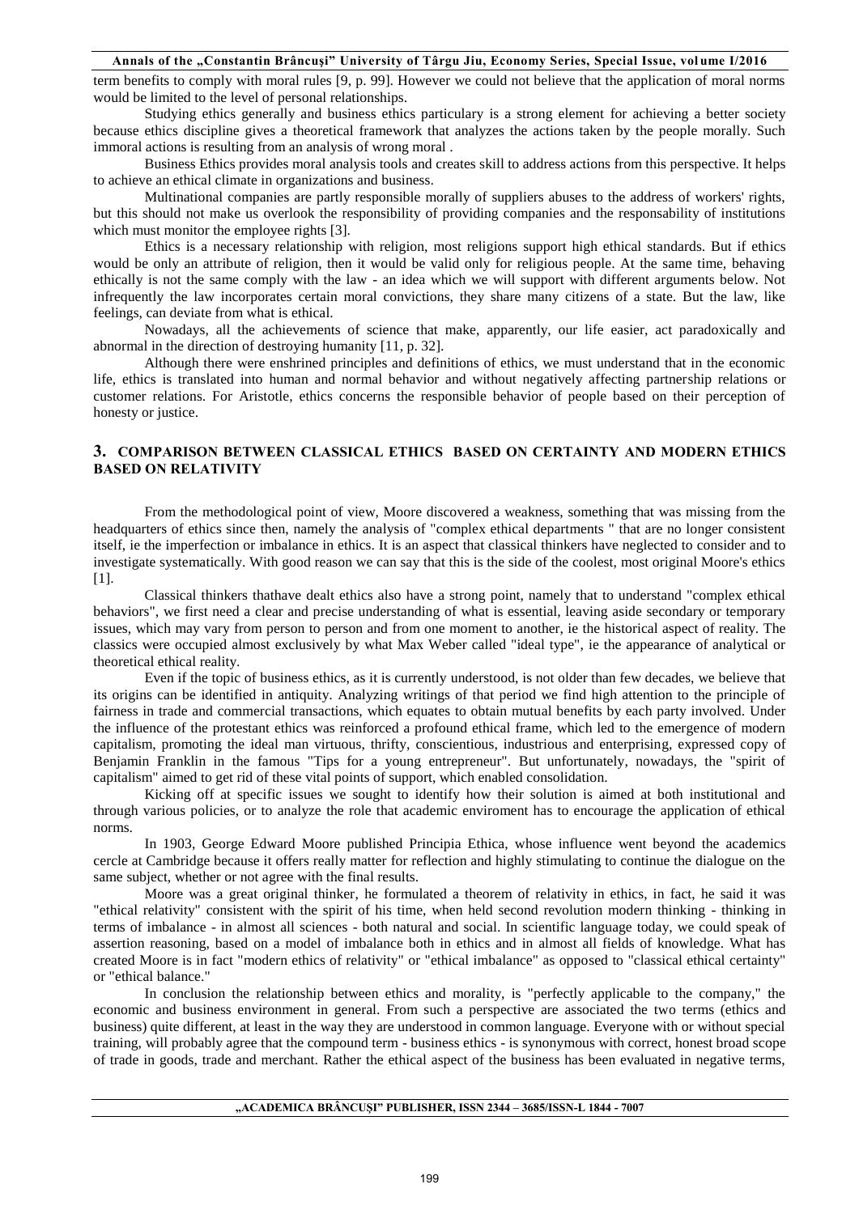term benefits to comply with moral rules [9, p. 99]. However we could not believe that the application of moral norms would be limited to the level of personal relationships.

Studying ethics generally and business ethics particulary is a strong element for achieving a better society because ethics discipline gives a theoretical framework that analyzes the actions taken by the people morally. Such immoral actions is resulting from an analysis of wrong moral .

Business Ethics provides moral analysis tools and creates skill to address actions from this perspective. It helps to achieve an ethical climate in organizations and business.

Multinational companies are partly responsible morally of suppliers abuses to the address of workers' rights, but this should not make us overlook the responsibility of providing companies and the responsability of institutions which must monitor the employee rights [3].

Ethics is a necessary relationship with religion, most religions support high ethical standards. But if ethics would be only an attribute of religion, then it would be valid only for religious people. At the same time, behaving ethically is not the same comply with the law - an idea which we will support with different arguments below. Not infrequently the law incorporates certain moral convictions, they share many citizens of a state. But the law, like feelings, can deviate from what is ethical.

Nowadays, all the achievements of science that make, apparently, our life easier, act paradoxically and abnormal in the direction of destroying humanity [11, p. 32].

Although there were enshrined principles and definitions of ethics, we must understand that in the economic life, ethics is translated into human and normal behavior and without negatively affecting partnership relations or customer relations. For Aristotle, ethics concerns the responsible behavior of people based on their perception of honesty or justice.

## 3. COMPARISON BETWEEN CLASSICAL ETHICS BASED ON CERTAINTY AND MODERN ETHICS BASED ON RELATIVITY

From the methodological point of view, Moore discovered a weakness, something that was missing from the headquarters of ethics since then, namely the analysis of "complex ethical departments " that are no longer consistent itself, ie the imperfection or imbalance in ethics. It is an aspect that classical thinkers have neglected to consider and to investigate systematically. With good reason we can say that this is the side of the coolest, most original Moore's ethics [1].

Classical thinkers thathave dealt ethics also have a strong point, namely that to understand "complex ethical behaviors", we first need a clear and precise understanding of what is essential, leaving aside secondary or temporary issues, which may vary from person to person and from one moment to another, ie the historical aspect of reality. The classics were occupied almost exclusively by what Max Weber called "ideal type", ie the appearance of analytical or theoretical ethical reality.

Even if the topic of business ethics, as it is currently understood, is not older than few decades, we believe that its origins can be identified in antiquity. Analyzing writings of that period we find high attention to the principle of fairness in trade and commercial transactions, which equates to obtain mutual benefits by each party involved. Under the influence of the protestant ethics was reinforced a profound ethical frame, which led to the emergence of modern capitalism, promoting the ideal man virtuous, thrifty, conscientious, industrious and enterprising, expressed copy of Benjamin Franklin in the famous "Tips for a young entrepreneur". But unfortunately, nowadays, the "spirit of capitalism" aimed to get rid of these vital points of support, which enabled consolidation.

Kicking off at specific issues we sought to identify how their solution is aimed at both institutional and through various policies, or to analyze the role that academic enviroment has to encourage the application of ethical norms.

In 1903, George Edward Moore published Principia Ethica, whose influence went beyond the academics cercle at Cambridge because it offers really matter for reflection and highly stimulating to continue the dialogue on the same subject, whether or not agree with the final results.

Moore was a great original thinker, he formulated a theorem of relativity in ethics, in fact, he said it was "ethical relativity" consistent with the spirit of his time, when held second revolution modern thinking - thinking in terms of imbalance - in almost all sciences - both natural and social. In scientific language today, we could speak of assertion reasoning, based on a model of imbalance both in ethics and in almost all fields of knowledge. What has created Moore is in fact "modern ethics of relativity" or "ethical imbalance" as opposed to "classical ethical certainty" or "ethical balance."

In conclusion the relationship between ethics and morality, is "perfectly applicable to the company," the economic and business environment in general. From such a perspective are associated the two terms (ethics and business) quite different, at least in the way they are understood in common language. Everyone with or without special training, will probably agree that the compound term - business ethics - is synonymous with correct, honest broad scope of trade in goods, trade and merchant. Rather the ethical aspect of the business has been evaluated in negative terms,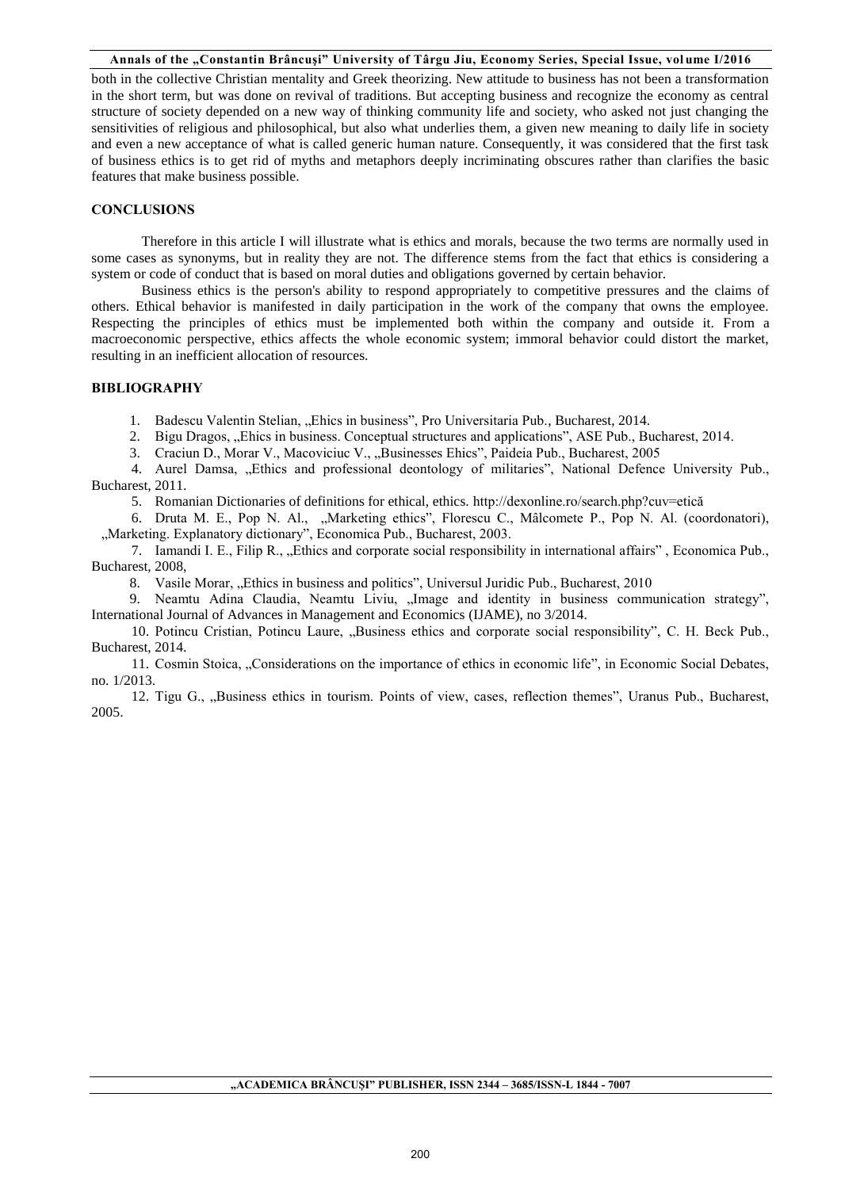both in the collective Christian mentality and Greek theorizing. New attitude to business has not been a transformation in the short term, but was done on revival of traditions. But accepting business and recognize the economy as central structure of society depended on a new way of thinking community life and society, who asked not just changing the sensitivities of religious and philosophical, but also what underlies them, a given new meaning to daily life in society and even a new acceptance of what is called generic human nature. Consequently, it was considered that the first task of business ethics is to get rid of myths and metaphors deeply incriminating obscures rather than clarifies the basic features that make business possible.

## CONCLUSIONS

Therefore in this article I will illustrate what is ethics and morals, because the two terms are normally used in some cases as synonyms, but in reality they are not. The difference stems from the fact that ethics is considering a system or code of conduct that is based on moral duties and obligations governed by certain behavior.

Business ethics is the person's ability to respond appropriately to competitive pressures and the claims of others. Ethical behavior is manifested in daily participation in the work of the company that owns the employee. Respecting the principles of ethics must be implemented both within the company and outside it. From a macroeconomic perspective, ethics affects the whole economic system; immoral behavior could distort the market, resulting in an inefficient allocation of resources.

## BIBLIOGRAPHY

1. Badescu Valentin Stelian, „Ehics in business", Pro Universitaria Pub., Bucharest, 2014.
2. Bigu Dragos, „Ehics in business. Conceptual structures and applications", ASE Pub., Bucharest, 2014.
3. Craciun D., Morar V., Macoviciuc V., „Businesses Ehics", Paideia Pub., Bucharest, 2005
4. Aurel Damsa, „Ethics and professional deontology of militaries", National Defence University Pub., Bucharest, 2011.
5. Romanian Dictionaries of definitions for ethical, ethics. http://dexonline.ro/search.php?cuv=etică
6. Druta M. E., Pop N. Al., „Marketing ethics", Florescu C., Mâlcomete P., Pop N. Al. (coordonatori), „Marketing. Explanatory dictionary", Economica Pub., Bucharest, 2003.
7. Iamandi I. E., Filip R., „Ethics and corporate social responsibility in international affairs" , Economica Pub., Bucharest, 2008,
8. Vasile Morar, „Ethics in business and politics", Universul Juridic Pub., Bucharest, 2010
9. Neamtu Adina Claudia, Neamtu Liviu, „Image and identity in business communication strategy", International Journal of Advances in Management and Economics (IJAME), no 3/2014.
10. Potincu Cristian, Potincu Laure, „Business ethics and corporate social responsibility", C. H. Beck Pub., Bucharest, 2014.
11. Cosmin Stoica, „Considerations on the importance of ethics in economic life", in Economic Social Debates, no. 1/2013.
12. Tigu G., „Business ethics in tourism. Points of view, cases, reflection themes", Uranus Pub., Bucharest, 2005.